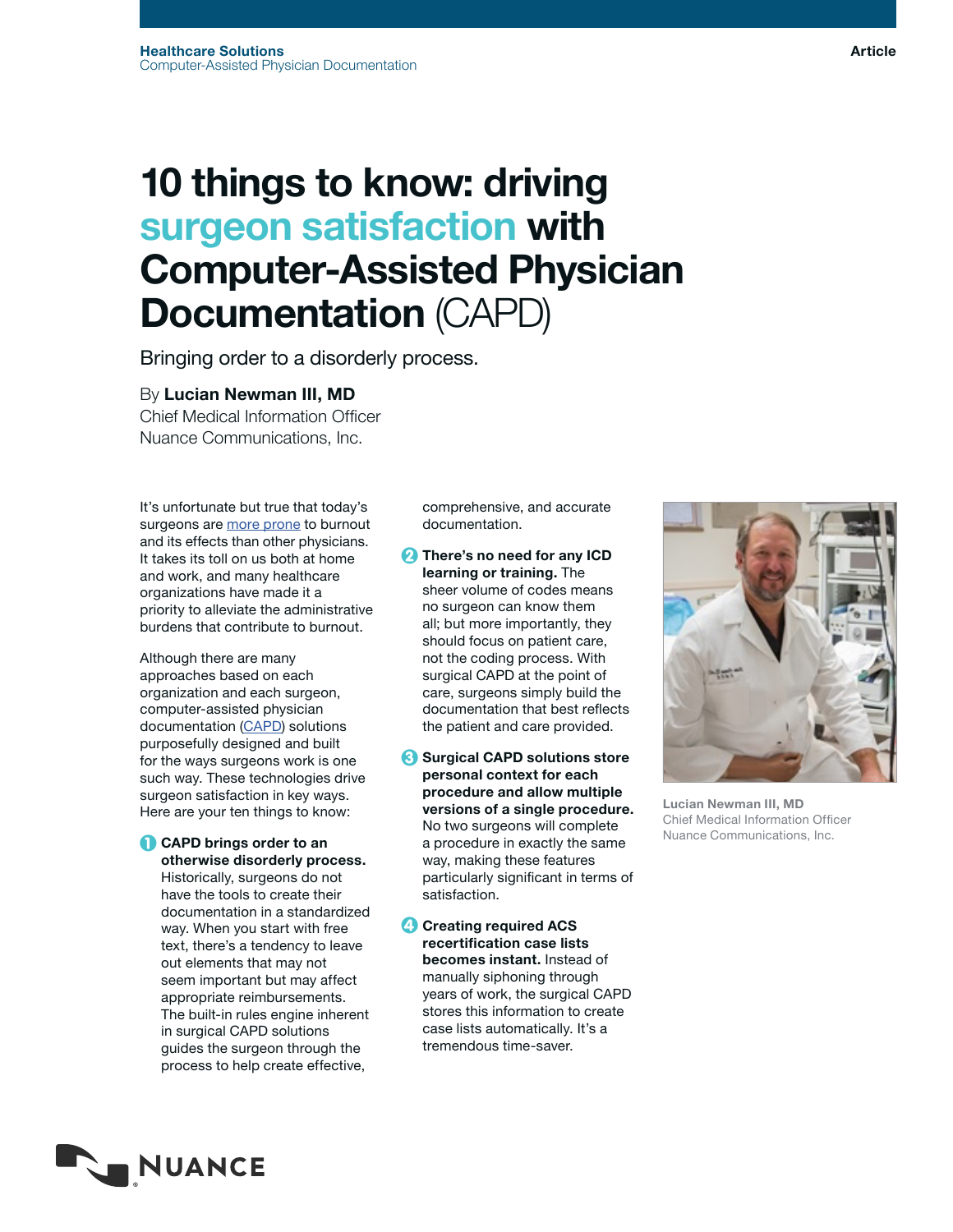Healthcare Solutions
Computer-Assisted Physician Documentation

Article

# 10 things to know: driving surgeon satisfaction with Computer-Assisted Physician Documentation (CAPD)

Bringing order to a disorderly process.

By **Lucian Newman III, MD**
Chief Medical Information Officer
Nuance Communications, Inc.

It's unfortunate but true that today's surgeons are more prone to burnout and its effects than other physicians. It takes its toll on us both at home and work, and many healthcare organizations have made it a priority to alleviate the administrative burdens that contribute to burnout.

Although there are many approaches based on each organization and each surgeon, computer-assisted physician documentation (CAPD) solutions purposefully designed and built for the ways surgeons work is one such way. These technologies drive surgeon satisfaction in key ways. Here are your ten things to know:

1. **CAPD brings order to an otherwise disorderly process.** Historically, surgeons do not have the tools to create their documentation in a standardized way. When you start with free text, there's a tendency to leave out elements that may not seem important but may affect appropriate reimbursements. The built-in rules engine inherent in surgical CAPD solutions guides the surgeon through the process to help create effective, comprehensive, and accurate documentation.

2. **There's no need for any ICD learning or training.** The sheer volume of codes means no surgeon can know them all; but more importantly, they should focus on patient care, not the coding process. With surgical CAPD at the point of care, surgeons simply build the documentation that best reflects the patient and care provided.

3. **Surgical CAPD solutions store personal context for each procedure and allow multiple versions of a single procedure.** No two surgeons will complete a procedure in exactly the same way, making these features particularly significant in terms of satisfaction.

4. **Creating required ACS recertification case lists becomes instant.** Instead of manually siphoning through years of work, the surgical CAPD stores this information to create case lists automatically. It's a tremendous time-saver.

**Lucian Newman III, MD**
Chief Medical Information Officer
Nuance Communications, Inc.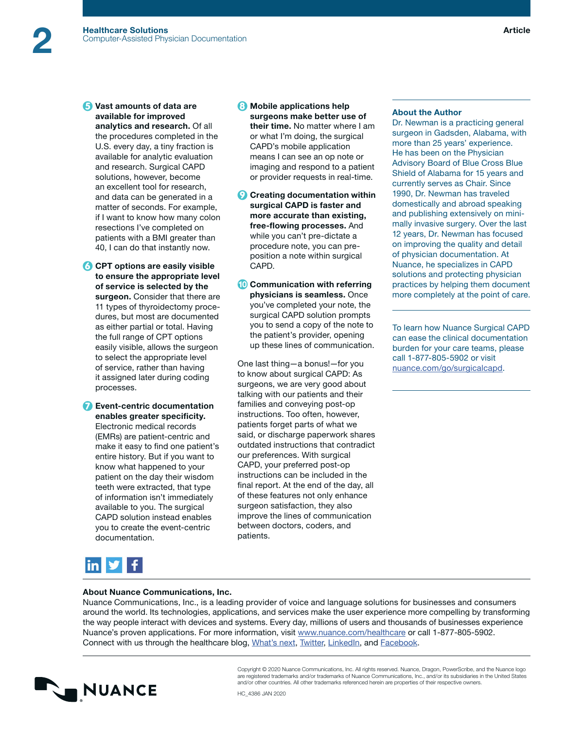5. **Vast amounts of data are available for improved analytics and research.** Of all the procedures completed in the U.S. every day, a tiny fraction is available for analytic evaluation and research. Surgical CAPD solutions, however, become an excellent tool for research, and data can be generated in a matter of seconds. For example, if I want to know how many colon resections I've completed on patients with a BMI greater than 40, I can do that instantly now.

6. **CPT options are easily visible to ensure the appropriate level of service is selected by the surgeon.** Consider that there are 11 types of thyroidectomy procedures, but most are documented as either partial or total. Having the full range of CPT options easily visible, allows the surgeon to select the appropriate level of service, rather than having it assigned later during coding processes.

7. **Event-centric documentation enables greater specificity.** Electronic medical records (EMRs) are patient-centric and make it easy to find one patient's entire history. But if you want to know what happened to your patient on the day their wisdom teeth were extracted, that type of information isn't immediately available to you. The surgical CAPD solution instead enables you to create the event-centric documentation.

8. **Mobile applications help surgeons make better use of their time.** No matter where I am or what I'm doing, the surgical CAPD's mobile application means I can see an op note or imaging and respond to a patient or provider requests in real-time.

9. **Creating documentation within surgical CAPD is faster and more accurate than existing, free-flowing processes.** And while you can't pre-dictate a procedure note, you can pre-position a note within surgical CAPD.

10. **Communication with referring physicians is seamless.** Once you've completed your note, the surgical CAPD solution prompts you to send a copy of the note to the patient's provider, opening up these lines of communication.

One last thing—a bonus!—for you to know about surgical CAPD: As surgeons, we are very good about talking with our patients and their families and conveying post-op instructions. Too often, however, patients forget parts of what we said, or discharge paperwork shares outdated instructions that contradict our preferences. With surgical CAPD, your preferred post-op instructions can be included in the final report. At the end of the day, all of these features not only enhance surgeon satisfaction, they also improve the lines of communication between doctors, coders, and patients.

### About the Author

Dr. Newman is a practicing general surgeon in Gadsden, Alabama, with more than 25 years' experience. He has been on the Physician Advisory Board of Blue Cross Blue Shield of Alabama for 15 years and currently serves as Chair. Since 1990, Dr. Newman has traveled domestically and abroad speaking and publishing extensively on minimally invasive surgery. Over the last 12 years, Dr. Newman has focused on improving the quality and detail of physician documentation. At Nuance, he specializes in CAPD solutions and protecting physician practices by helping them document more completely at the point of care.

To learn how Nuance Surgical CAPD can ease the clinical documentation burden for your care teams, please call 1-877-805-5902 or visit nuance.com/go/surgicalcapd.

### About Nuance Communications, Inc.

Nuance Communications, Inc., is a leading provider of voice and language solutions for businesses and consumers around the world. Its technologies, applications, and services make the user experience more compelling by transforming the way people interact with devices and systems. Every day, millions of users and thousands of businesses experience Nuance's proven applications. For more information, visit www.nuance.com/healthcare or call 1-877-805-5902. Connect with us through the healthcare blog, What's next, Twitter, LinkedIn, and Facebook.

Copyright © 2020 Nuance Communications, Inc. All rights reserved. Nuance, Dragon, PowerScribe, and the Nuance logo are registered trademarks and/or trademarks of Nuance Communications, Inc., and/or its subsidiaries in the United States and/or other countries. All other trademarks referenced herein are properties of their respective owners.

HC_4386 JAN 2020